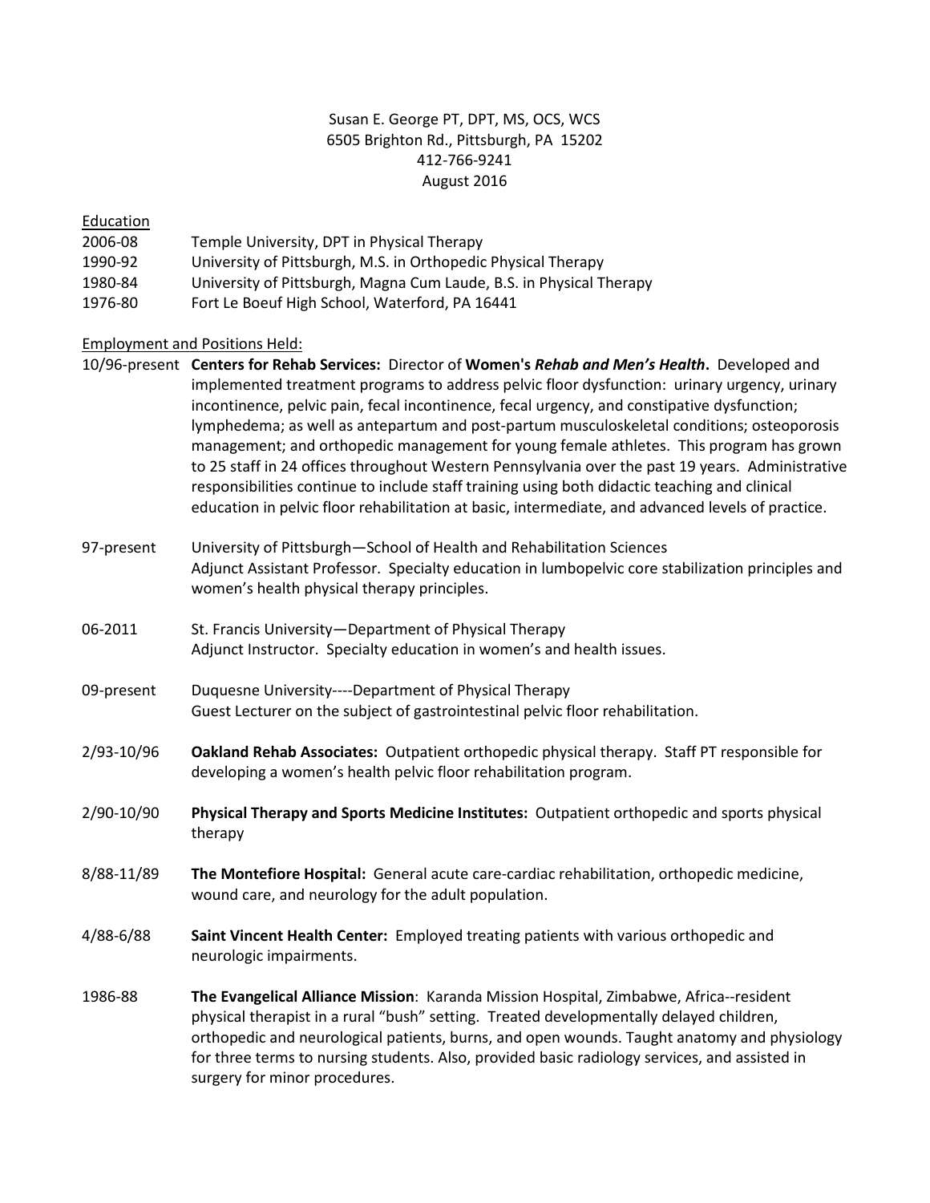Susan E. George PT, DPT, MS, OCS, WCS
6505 Brighton Rd., Pittsburgh, PA 15202
412-766-9241
August 2016

## Education

2006-08 Temple University, DPT in Physical Therapy
1990-92 University of Pittsburgh, M.S. in Orthopedic Physical Therapy
1980-84 University of Pittsburgh, Magna Cum Laude, B.S. in Physical Therapy
1976-80 Fort Le Boeuf High School, Waterford, PA 16441

## Employment and Positions Held:

10/96-present **Centers for Rehab Services:** Director of **Women's *Rehab and Men's Health*.** Developed and implemented treatment programs to address pelvic floor dysfunction: urinary urgency, urinary incontinence, pelvic pain, fecal incontinence, fecal urgency, and constipative dysfunction; lymphedema; as well as antepartum and post-partum musculoskeletal conditions; osteoporosis management; and orthopedic management for young female athletes. This program has grown to 25 staff in 24 offices throughout Western Pennsylvania over the past 19 years. Administrative responsibilities continue to include staff training using both didactic teaching and clinical education in pelvic floor rehabilitation at basic, intermediate, and advanced levels of practice.

97-present University of Pittsburgh—School of Health and Rehabilitation Sciences
Adjunct Assistant Professor. Specialty education in lumbopelvic core stabilization principles and women's health physical therapy principles.

06-2011 St. Francis University—Department of Physical Therapy
Adjunct Instructor. Specialty education in women's and health issues.

09-present Duquesne University----Department of Physical Therapy
Guest Lecturer on the subject of gastrointestinal pelvic floor rehabilitation.

2/93-10/96 **Oakland Rehab Associates:** Outpatient orthopedic physical therapy. Staff PT responsible for developing a women's health pelvic floor rehabilitation program.

2/90-10/90 **Physical Therapy and Sports Medicine Institutes:** Outpatient orthopedic and sports physical therapy

8/88-11/89 **The Montefiore Hospital:** General acute care-cardiac rehabilitation, orthopedic medicine, wound care, and neurology for the adult population.

4/88-6/88 **Saint Vincent Health Center:** Employed treating patients with various orthopedic and neurologic impairments.

1986-88 **The Evangelical Alliance Mission**: Karanda Mission Hospital, Zimbabwe, Africa--resident physical therapist in a rural "bush" setting. Treated developmentally delayed children, orthopedic and neurological patients, burns, and open wounds. Taught anatomy and physiology for three terms to nursing students. Also, provided basic radiology services, and assisted in surgery for minor procedures.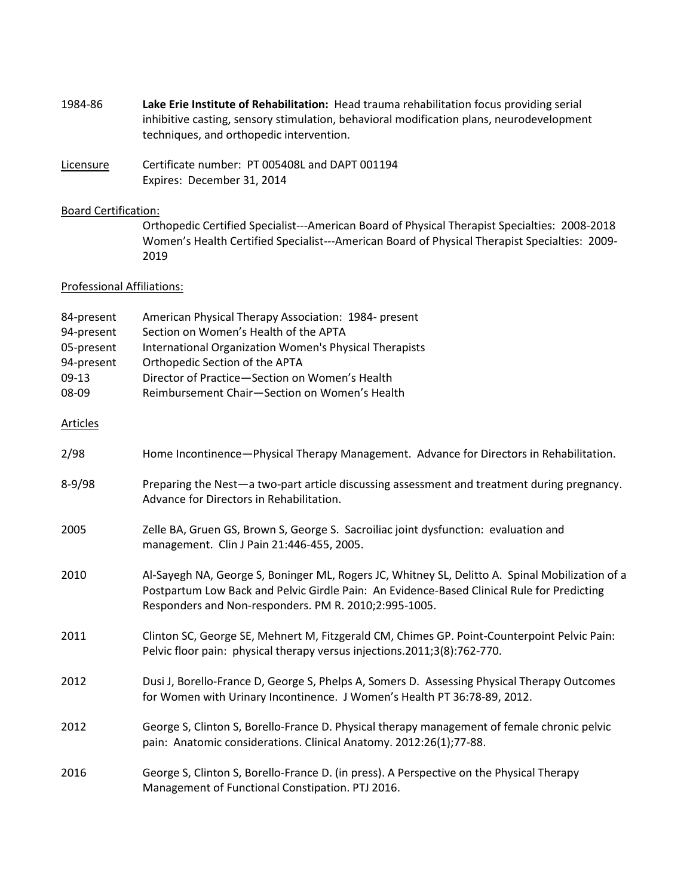1984-86 **Lake Erie Institute of Rehabilitation:** Head trauma rehabilitation focus providing serial inhibitive casting, sensory stimulation, behavioral modification plans, neurodevelopment techniques, and orthopedic intervention.

<u>Licensure</u> Certificate number: PT 005408L and DAPT 001194
Expires: December 31, 2014

<u>Board Certification:</u>

Orthopedic Certified Specialist---American Board of Physical Therapist Specialties: 2008-2018
Women's Health Certified Specialist---American Board of Physical Therapist Specialties: 2009-2019

<u>Professional Affiliations:</u>

| | |
|---|---|
| 84-present | American Physical Therapy Association: 1984- present |
| 94-present | Section on Women's Health of the APTA |
| 05-present | International Organization Women's Physical Therapists |
| 94-present | Orthopedic Section of the APTA |
| 09-13 | Director of Practice—Section on Women's Health |
| 08-09 | Reimbursement Chair—Section on Women's Health |

<u>Articles</u>

2/98 Home Incontinence—Physical Therapy Management. Advance for Directors in Rehabilitation.

8-9/98 Preparing the Nest—a two-part article discussing assessment and treatment during pregnancy. Advance for Directors in Rehabilitation.

2005 Zelle BA, Gruen GS, Brown S, George S. Sacroiliac joint dysfunction: evaluation and management. Clin J Pain 21:446-455, 2005.

2010 Al-Sayegh NA, George S, Boninger ML, Rogers JC, Whitney SL, Delitto A. Spinal Mobilization of a Postpartum Low Back and Pelvic Girdle Pain: An Evidence-Based Clinical Rule for Predicting Responders and Non-responders. PM R. 2010;2:995-1005.

2011 Clinton SC, George SE, Mehnert M, Fitzgerald CM, Chimes GP. Point-Counterpoint Pelvic Pain: Pelvic floor pain: physical therapy versus injections.2011;3(8):762-770.

2012 Dusi J, Borello-France D, George S, Phelps A, Somers D. Assessing Physical Therapy Outcomes for Women with Urinary Incontinence. J Women's Health PT 36:78-89, 2012.

2012 George S, Clinton S, Borello-France D. Physical therapy management of female chronic pelvic pain: Anatomic considerations. Clinical Anatomy. 2012:26(1);77-88.

2016 George S, Clinton S, Borello-France D. (in press). A Perspective on the Physical Therapy Management of Functional Constipation. PTJ 2016.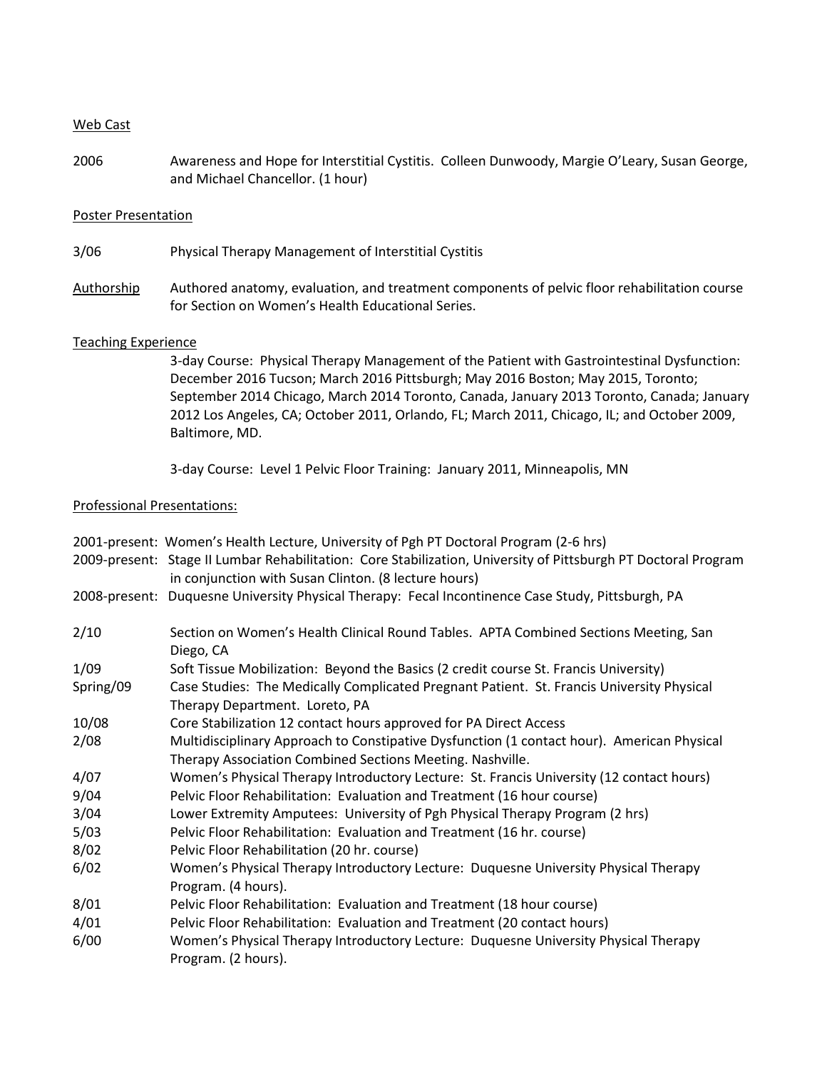Web Cast

2006 Awareness and Hope for Interstitial Cystitis. Colleen Dunwoody, Margie O'Leary, Susan George, and Michael Chancellor. (1 hour)

Poster Presentation

3/06 Physical Therapy Management of Interstitial Cystitis

Authorship Authored anatomy, evaluation, and treatment components of pelvic floor rehabilitation course for Section on Women's Health Educational Series.

Teaching Experience

3-day Course: Physical Therapy Management of the Patient with Gastrointestinal Dysfunction: December 2016 Tucson; March 2016 Pittsburgh; May 2016 Boston; May 2015, Toronto; September 2014 Chicago, March 2014 Toronto, Canada, January 2013 Toronto, Canada; January 2012 Los Angeles, CA; October 2011, Orlando, FL; March 2011, Chicago, IL; and October 2009, Baltimore, MD.

3-day Course: Level 1 Pelvic Floor Training: January 2011, Minneapolis, MN

Professional Presentations:

2001-present: Women's Health Lecture, University of Pgh PT Doctoral Program (2-6 hrs)
2009-present: Stage II Lumbar Rehabilitation: Core Stabilization, University of Pittsburgh PT Doctoral Program in conjunction with Susan Clinton. (8 lecture hours)
2008-present: Duquesne University Physical Therapy: Fecal Incontinence Case Study, Pittsburgh, PA

2/10 Section on Women's Health Clinical Round Tables. APTA Combined Sections Meeting, San Diego, CA
1/09 Soft Tissue Mobilization: Beyond the Basics (2 credit course St. Francis University)
Spring/09 Case Studies: The Medically Complicated Pregnant Patient. St. Francis University Physical Therapy Department. Loreto, PA
10/08 Core Stabilization 12 contact hours approved for PA Direct Access
2/08 Multidisciplinary Approach to Constipative Dysfunction (1 contact hour). American Physical Therapy Association Combined Sections Meeting. Nashville.
4/07 Women's Physical Therapy Introductory Lecture: St. Francis University (12 contact hours)
9/04 Pelvic Floor Rehabilitation: Evaluation and Treatment (16 hour course)
3/04 Lower Extremity Amputees: University of Pgh Physical Therapy Program (2 hrs)
5/03 Pelvic Floor Rehabilitation: Evaluation and Treatment (16 hr. course)
8/02 Pelvic Floor Rehabilitation (20 hr. course)
6/02 Women's Physical Therapy Introductory Lecture: Duquesne University Physical Therapy Program. (4 hours).
8/01 Pelvic Floor Rehabilitation: Evaluation and Treatment (18 hour course)
4/01 Pelvic Floor Rehabilitation: Evaluation and Treatment (20 contact hours)
6/00 Women's Physical Therapy Introductory Lecture: Duquesne University Physical Therapy Program. (2 hours).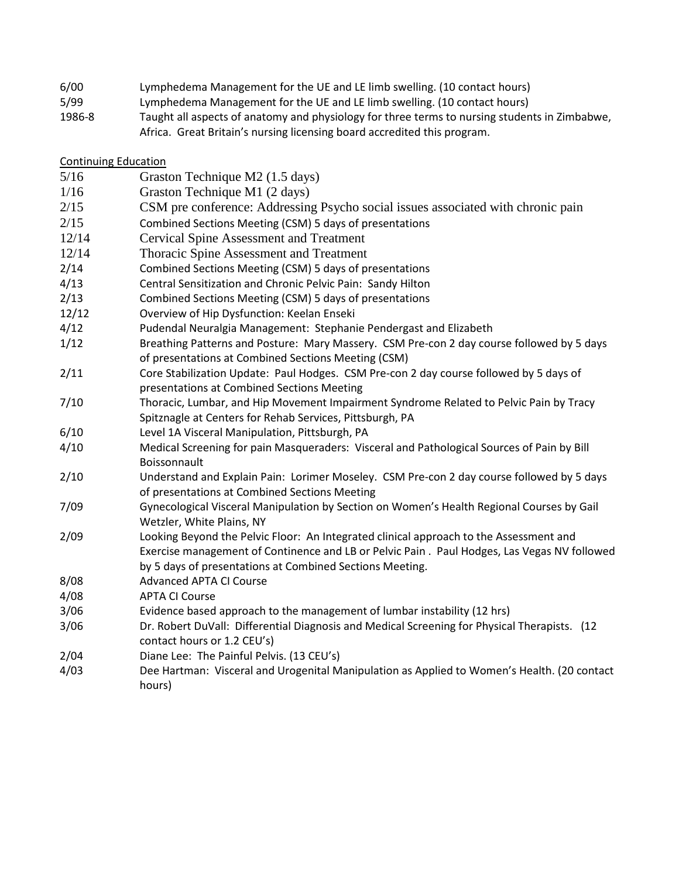6/00 Lymphedema Management for the UE and LE limb swelling. (10 contact hours)

5/99 Lymphedema Management for the UE and LE limb swelling. (10 contact hours)

1986-8 Taught all aspects of anatomy and physiology for three terms to nursing students in Zimbabwe, Africa. Great Britain's nursing licensing board accredited this program.

<u>Continuing Education</u>

5/16 Graston Technique M2 (1.5 days)

1/16 Graston Technique M1 (2 days)

2/15 CSM pre conference: Addressing Psycho social issues associated with chronic pain

2/15 Combined Sections Meeting (CSM) 5 days of presentations

12/14 Cervical Spine Assessment and Treatment

12/14 Thoracic Spine Assessment and Treatment

2/14 Combined Sections Meeting (CSM) 5 days of presentations

4/13 Central Sensitization and Chronic Pelvic Pain: Sandy Hilton

2/13 Combined Sections Meeting (CSM) 5 days of presentations

12/12 Overview of Hip Dysfunction: Keelan Enseki

4/12 Pudendal Neuralgia Management: Stephanie Pendergast and Elizabeth

1/12 Breathing Patterns and Posture: Mary Massery. CSM Pre-con 2 day course followed by 5 days of presentations at Combined Sections Meeting (CSM)

2/11 Core Stabilization Update: Paul Hodges. CSM Pre-con 2 day course followed by 5 days of presentations at Combined Sections Meeting

7/10 Thoracic, Lumbar, and Hip Movement Impairment Syndrome Related to Pelvic Pain by Tracy Spitznagle at Centers for Rehab Services, Pittsburgh, PA

6/10 Level 1A Visceral Manipulation, Pittsburgh, PA

4/10 Medical Screening for pain Masqueraders: Visceral and Pathological Sources of Pain by Bill Boissonnault

2/10 Understand and Explain Pain: Lorimer Moseley. CSM Pre-con 2 day course followed by 5 days of presentations at Combined Sections Meeting

7/09 Gynecological Visceral Manipulation by Section on Women's Health Regional Courses by Gail Wetzler, White Plains, NY

2/09 Looking Beyond the Pelvic Floor: An Integrated clinical approach to the Assessment and Exercise management of Continence and LB or Pelvic Pain . Paul Hodges, Las Vegas NV followed by 5 days of presentations at Combined Sections Meeting.

8/08 Advanced APTA CI Course

4/08 APTA CI Course

3/06 Evidence based approach to the management of lumbar instability (12 hrs)

3/06 Dr. Robert DuVall: Differential Diagnosis and Medical Screening for Physical Therapists. (12 contact hours or 1.2 CEU's)

2/04 Diane Lee: The Painful Pelvis. (13 CEU's)

4/03 Dee Hartman: Visceral and Urogenital Manipulation as Applied to Women's Health. (20 contact hours)